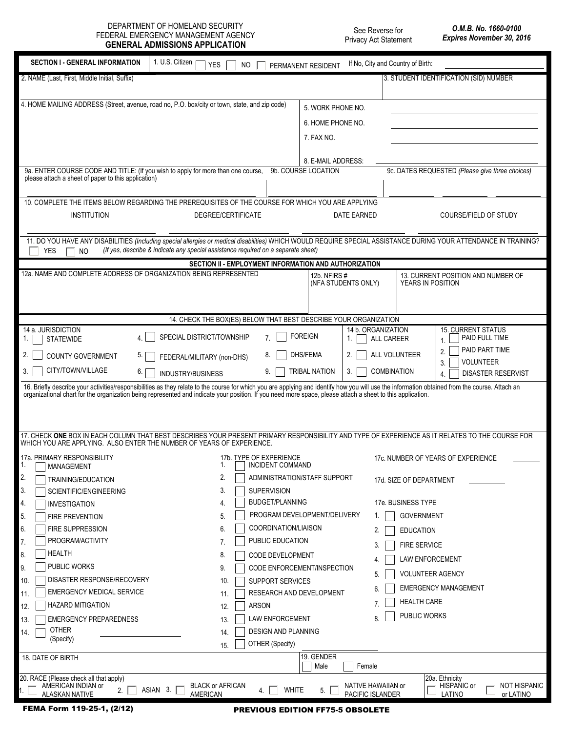DEPARTMENT OF HOMELAND SECURITY
FEDERAL EMERGENCY MANAGEMENT AGENCY

# GENERAL ADMISSIONS APPLICATION

See Reverse for Privacy Act Statement

***O.M.B. No. 1660-0100***
***Expires November 30, 2016***

## SECTION I - GENERAL INFORMATION

1. U.S. Citizen ☐ YES ☐ NO ☐ PERMANENT RESIDENT If No, City and Country of Birth: ______

2. NAME (Last, First, Middle Initial, Suffix)

3. STUDENT IDENTIFICATION (SID) NUMBER

4. HOME MAILING ADDRESS (Street, avenue, road no, P.O. box/city or town, state, and zip code)

5. WORK PHONE NO. ______

6. HOME PHONE NO. ______

7. FAX NO. ______

8. E-MAIL ADDRESS: ______

9a. ENTER COURSE CODE AND TITLE: (If you wish to apply for more than one course, please attach a sheet of paper to this application)

9b. COURSE LOCATION

9c. DATES REQUESTED *(Please give three choices)* ______ ______ ______

10. COMPLETE THE ITEMS BELOW REGARDING THE PREREQUISITES OF THE COURSE FOR WHICH YOU ARE APPLYING

| INSTITUTION | DEGREE/CERTIFICATE | DATE EARNED | COURSE/FIELD OF STUDY |
|---|---|---|---|
| | | | |

11. DO YOU HAVE ANY DISABILITIES *(Including special allergies or medical disabilities)* WHICH WOULD REQUIRE SPECIAL ASSISTANCE DURING YOUR ATTENDANCE IN TRAINING?
☐ YES ☐ NO *(If yes, describe & indicate any special assistance required on a separate sheet)*

## SECTION II - EMPLOYMENT INFORMATION AND AUTHORIZATION

12a. NAME AND COMPLETE ADDRESS OF ORGANIZATION BEING REPRESENTED

12b. NFIRS # (NFA STUDENTS ONLY)

13. CURRENT POSITION AND NUMBER OF YEARS IN POSITION

14. CHECK THE BOX(ES) BELOW THAT BEST DESCRIBE YOUR ORGANIZATION

**14 a. JURISDICTION**
1. ☐ STATEWIDE
2. ☐ COUNTY GOVERNMENT
3. ☐ CITY/TOWN/VILLAGE
4. ☐ SPECIAL DISTRICT/TOWNSHIP
5. ☐ FEDERAL/MILITARY (non-DHS)
6. ☐ INDUSTRY/BUSINESS
7. ☐ FOREIGN
8. ☐ DHS/FEMA
9. ☐ TRIBAL NATION

**14 b. ORGANIZATION**
1. ☐ ALL CAREER
2. ☐ ALL VOLUNTEER
3. ☐ COMBINATION

**15. CURRENT STATUS**
1. ☐ PAID FULL TIME
2. ☐ PAID PART TIME
3. ☐ VOLUNTEER
4. ☐ DISASTER RESERVIST

16. Briefly describe your activities/responsibilities as they relate to the course for which you are applying and identify how you will use the information obtained from the course. Attach an organizational chart for the organization being represented and indicate your position. If you need more space, please attach a sheet to this application.

17. CHECK **ONE** BOX IN EACH COLUMN THAT BEST DESCRIBES YOUR PRESENT PRIMARY RESPONSIBILITY AND TYPE OF EXPERIENCE AS IT RELATES TO THE COURSE FOR WHICH YOU ARE APPLYING. ALSO ENTER THE NUMBER OF YEARS OF EXPERIENCE.

**17a. PRIMARY RESPONSIBILITY**
1. ☐ MANAGEMENT
2. ☐ TRAINING/EDUCATION
3. ☐ SCIENTIFIC/ENGINEERING
4. ☐ INVESTIGATION
5. ☐ FIRE PREVENTION
6. ☐ FIRE SUPPRESSION
7. ☐ PROGRAM/ACTIVITY
8. ☐ HEALTH
9. ☐ PUBLIC WORKS
10. ☐ DISASTER RESPONSE/RECOVERY
11. ☐ EMERGENCY MEDICAL SERVICE
12. ☐ HAZARD MITIGATION
13. ☐ EMERGENCY PREPAREDNESS
14. ☐ OTHER (Specify) ______

**17b. TYPE OF EXPERIENCE**
1. ☐ INCIDENT COMMAND
2. ☐ ADMINISTRATION/STAFF SUPPORT
3. ☐ SUPERVISION
4. ☐ BUDGET/PLANNING
5. ☐ PROGRAM DEVELOPMENT/DELIVERY
6. ☐ COORDINATION/LIAISON
7. ☐ PUBLIC EDUCATION
8. ☐ CODE DEVELOPMENT
9. ☐ CODE ENFORCEMENT/INSPECTION
10. ☐ SUPPORT SERVICES
11. ☐ RESEARCH AND DEVELOPMENT
12. ☐ ARSON
13. ☐ LAW ENFORCEMENT
14. ☐ DESIGN AND PLANNING
15. ☐ OTHER (Specify) ______

17c. NUMBER OF YEARS OF EXPERIENCE ______

17d. SIZE OF DEPARTMENT ______

**17e. BUSINESS TYPE**
1. ☐ GOVERNMENT
2. ☐ EDUCATION
3. ☐ FIRE SERVICE
4. ☐ LAW ENFORCEMENT
5. ☐ VOLUNTEER AGENCY
6. ☐ EMERGENCY MANAGEMENT
7. ☐ HEALTH CARE
8. ☐ PUBLIC WORKS

18. DATE OF BIRTH

19. GENDER ☐ Male ☐ Female

20. RACE (Please check all that apply)
1. ☐ AMERICAN INDIAN or ALASKAN NATIVE
2. ☐ ASIAN
3. ☐ BLACK or AFRICAN AMERICAN
4. ☐ WHITE
5. ☐ NATIVE HAWAIIAN or PACIFIC ISLANDER

20a. Ethnicity ☐ HISPANIC or LATINO ☐ NOT HISPANIC or LATINO

**FEMA Form 119-25-1, (2/12)** **PREVIOUS EDITION FF75-5 OBSOLETE**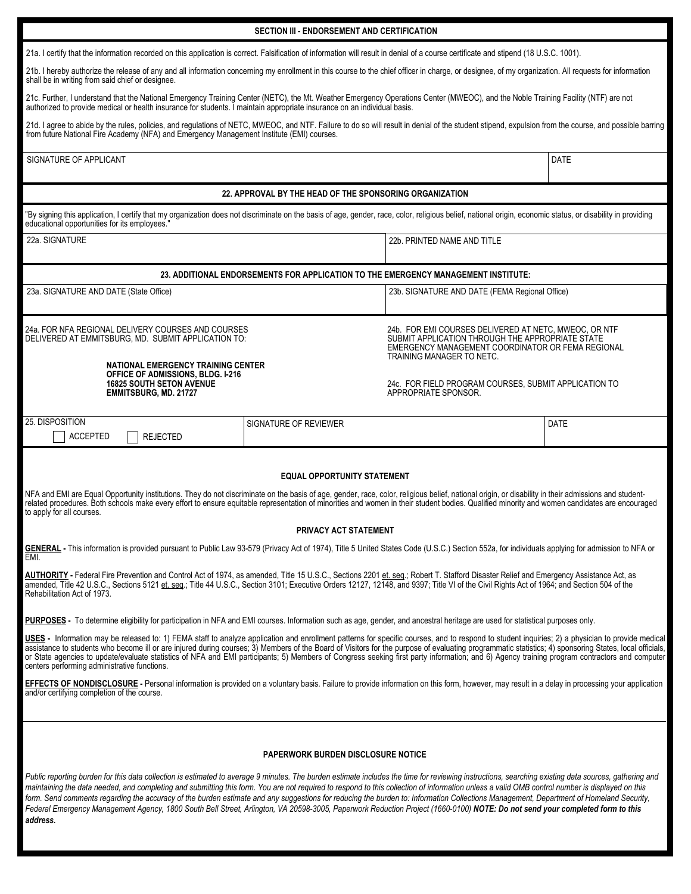## SECTION III - ENDORSEMENT AND CERTIFICATION

21a. I certify that the information recorded on this application is correct. Falsification of information will result in denial of a course certificate and stipend (18 U.S.C. 1001).

21b. I hereby authorize the release of any and all information concerning my enrollment in this course to the chief officer in charge, or designee, of my organization. All requests for information shall be in writing from said chief or designee.

21c. Further, I understand that the National Emergency Training Center (NETC), the Mt. Weather Emergency Operations Center (MWEOC), and the Noble Training Facility (NTF) are not authorized to provide medical or health insurance for students. I maintain appropriate insurance on an individual basis.

21d. I agree to abide by the rules, policies, and regulations of NETC, MWEOC, and NTF. Failure to do so will result in denial of the student stipend, expulsion from the course, and possible barring from future National Fire Academy (NFA) and Emergency Management Institute (EMI) courses.

| | |
|---|---|
| SIGNATURE OF APPLICANT | DATE |

## 22. APPROVAL BY THE HEAD OF THE SPONSORING ORGANIZATION

"By signing this application, I certify that my organization does not discriminate on the basis of age, gender, race, color, religious belief, national origin, economic status, or disability in providing educational opportunities for its employees."

| | |
|---|---|
| 22a. SIGNATURE | 22b. PRINTED NAME AND TITLE |

## 23. ADDITIONAL ENDORSEMENTS FOR APPLICATION TO THE EMERGENCY MANAGEMENT INSTITUTE:

| | |
|---|---|
| 23a. SIGNATURE AND DATE (State Office) | 23b. SIGNATURE AND DATE (FEMA Regional Office) |

24a. FOR NFA REGIONAL DELIVERY COURSES AND COURSES DELIVERED AT EMMITSBURG, MD. SUBMIT APPLICATION TO:

**NATIONAL EMERGENCY TRAINING CENTER**
**OFFICE OF ADMISSIONS, BLDG. I-216**
**16825 SOUTH SETON AVENUE**
**EMMITSBURG, MD. 21727**

24b. FOR EMI COURSES DELIVERED AT NETC, MWEOC, OR NTF SUBMIT APPLICATION THROUGH THE APPROPRIATE STATE EMERGENCY MANAGEMENT COORDINATOR OR FEMA REGIONAL TRAINING MANAGER TO NETC.

24c. FOR FIELD PROGRAM COURSES, SUBMIT APPLICATION TO APPROPRIATE SPONSOR.

| | | |
|---|---|---|
| 25. DISPOSITION ☐ ACCEPTED ☐ REJECTED | SIGNATURE OF REVIEWER | DATE |

### EQUAL OPPORTUNITY STATEMENT

NFA and EMI are Equal Opportunity institutions. They do not discriminate on the basis of age, gender, race, color, religious belief, national origin, or disability in their admissions and student-related procedures. Both schools make every effort to ensure equitable representation of minorities and women in their student bodies. Qualified minority and women candidates are encouraged to apply for all courses.

### PRIVACY ACT STATEMENT

**GENERAL -** This information is provided pursuant to Public Law 93-579 (Privacy Act of 1974), Title 5 United States Code (U.S.C.) Section 552a, for individuals applying for admission to NFA or EMI.

**AUTHORITY -** Federal Fire Prevention and Control Act of 1974, as amended, Title 15 U.S.C., Sections 2201 et. seq.; Robert T. Stafford Disaster Relief and Emergency Assistance Act, as amended, Title 42 U.S.C., Sections 5121 et. seq.; Title 44 U.S.C., Section 3101; Executive Orders 12127, 12148, and 9397; Title VI of the Civil Rights Act of 1964; and Section 504 of the Rehabilitation Act of 1973.

**PURPOSES -** To determine eligibility for participation in NFA and EMI courses. Information such as age, gender, and ancestral heritage are used for statistical purposes only.

**USES -** Information may be released to: 1) FEMA staff to analyze application and enrollment patterns for specific courses, and to respond to student inquiries; 2) a physician to provide medical assistance to students who become ill or are injured during courses; 3) Members of the Board of Visitors for the purpose of evaluating programmatic statistics; 4) sponsoring States, local officials, or State agencies to update/evaluate statistics of NFA and EMI participants; 5) Members of Congress seeking first party information; and 6) Agency training program contractors and computer centers performing administrative functions.

**EFFECTS OF NONDISCLOSURE -** Personal information is provided on a voluntary basis. Failure to provide information on this form, however, may result in a delay in processing your application and/or certifying completion of the course.

### PAPERWORK BURDEN DISCLOSURE NOTICE

*Public reporting burden for this data collection is estimated to average 9 minutes. The burden estimate includes the time for reviewing instructions, searching existing data sources, gathering and maintaining the data needed, and completing and submitting this form. You are not required to respond to this collection of information unless a valid OMB control number is displayed on this form. Send comments regarding the accuracy of the burden estimate and any suggestions for reducing the burden to: Information Collections Management, Department of Homeland Security, Federal Emergency Management Agency, 1800 South Bell Street, Arlington, VA 20598-3005, Paperwork Reduction Project (1660-0100)* ***NOTE: Do not send your completed form to this address.***